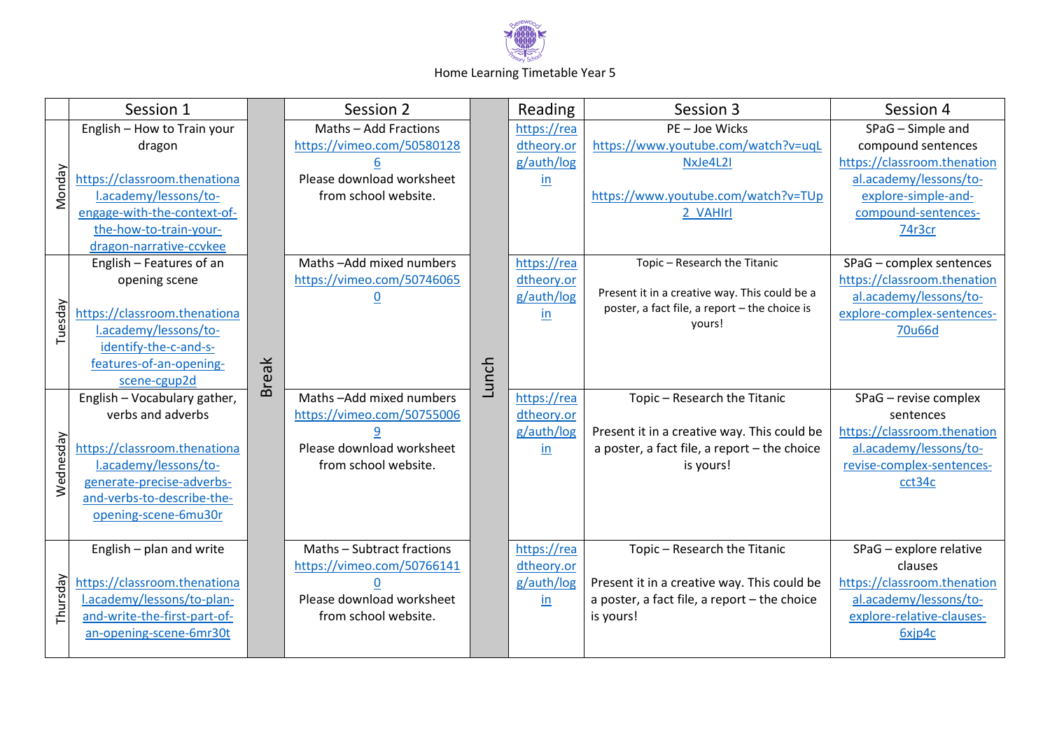Home Learning Timetable Year 5

| | Session 1 | Break | Session 2 | Lunch | Reading | Session 3 | Session 4 |
|---|---|---|---|---|---|---|---|
| Monday | English – How to Train your dragon https://classroom.thenational.academy/lessons/to-engage-with-the-context-of-the-how-to-train-your-dragon-narrative-ccvkee | | Maths – Add Fractions https://vimeo.com/505801286 Please download worksheet from school website. | | https://readtheory.org/auth/login | PE – Joe Wicks https://www.youtube.com/watch?v=uqLNxJe4L2I https://www.youtube.com/watch?v=TUp2_VAHIrI | SPaG – Simple and compound sentences https://classroom.thenational.academy/lessons/to-explore-simple-and-compound-sentences-74r3cr |
| Tuesday | English – Features of an opening scene https://classroom.thenational.academy/lessons/to-identify-the-c-and-s-features-of-an-opening-scene-cgup2d | | Maths –Add mixed numbers https://vimeo.com/507460650 | | https://readtheory.org/auth/login | Topic – Research the Titanic Present it in a creative way. This could be a poster, a fact file, a report – the choice is yours! | SPaG – complex sentences https://classroom.thenational.academy/lessons/to-explore-complex-sentences-70u66d |
| Wednesday | English – Vocabulary gather, verbs and adverbs https://classroom.thenational.academy/lessons/to-generate-precise-adverbs-and-verbs-to-describe-the-opening-scene-6mu30r | | Maths –Add mixed numbers https://vimeo.com/507550069 Please download worksheet from school website. | | https://readtheory.org/auth/login | Topic – Research the Titanic Present it in a creative way. This could be a poster, a fact file, a report – the choice is yours! | SPaG – revise complex sentences https://classroom.thenational.academy/lessons/to-revise-complex-sentences-cct34c |
| Thursday | English – plan and write https://classroom.thenational.academy/lessons/to-plan-and-write-the-first-part-of-an-opening-scene-6mr30t | | Maths – Subtract fractions https://vimeo.com/507661410 Please download worksheet from school website. | | https://readtheory.org/auth/login | Topic – Research the Titanic Present it in a creative way. This could be a poster, a fact file, a report – the choice is yours! | SPaG – explore relative clauses https://classroom.thenational.academy/lessons/to-explore-relative-clauses-6xjp4c |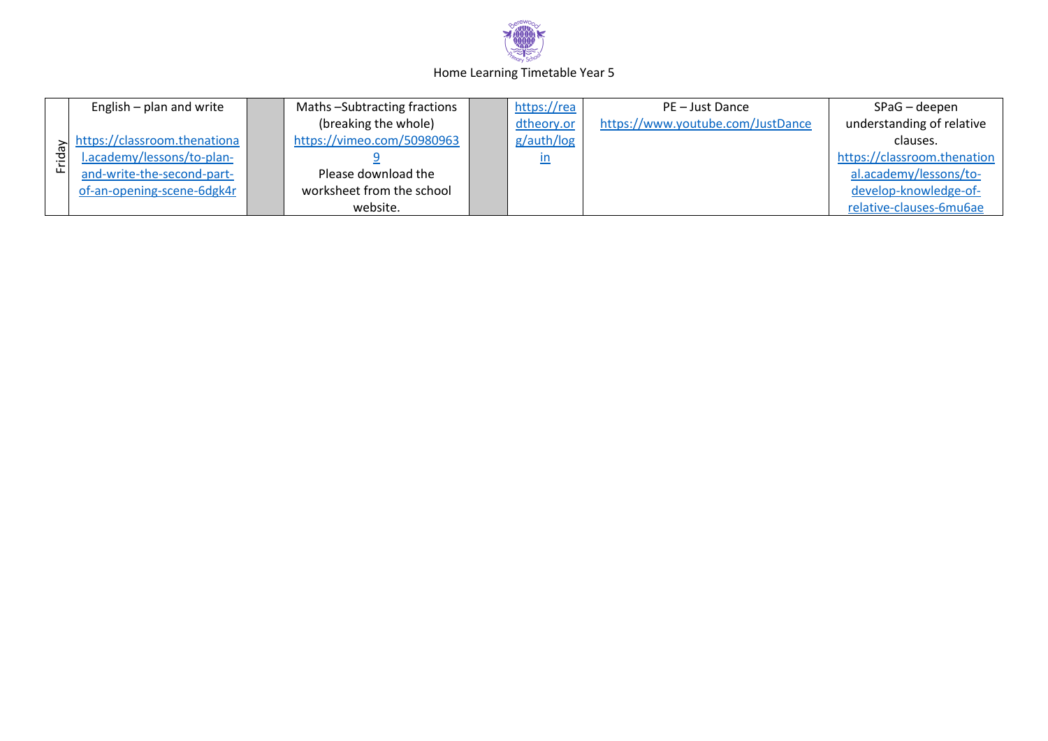Home Learning Timetable Year 5

| | | | | | | | |
|---|---|---|---|---|---|---|---|
| Friday | English – plan and write<br><br>https://classroom.thenational.academy/lessons/to-plan-and-write-the-second-part-of-an-opening-scene-6dgk4r | | Maths –Subtracting fractions (breaking the whole)<br>https://vimeo.com/509809639<br>Please download the worksheet from the school website. | | https://readtheory.org/auth/login | PE – Just Dance<br>https://www.youtube.com/JustDance | SPaG – deepen understanding of relative clauses.<br>https://classroom.thenational.academy/lessons/to-develop-knowledge-of-relative-clauses-6mu6ae |